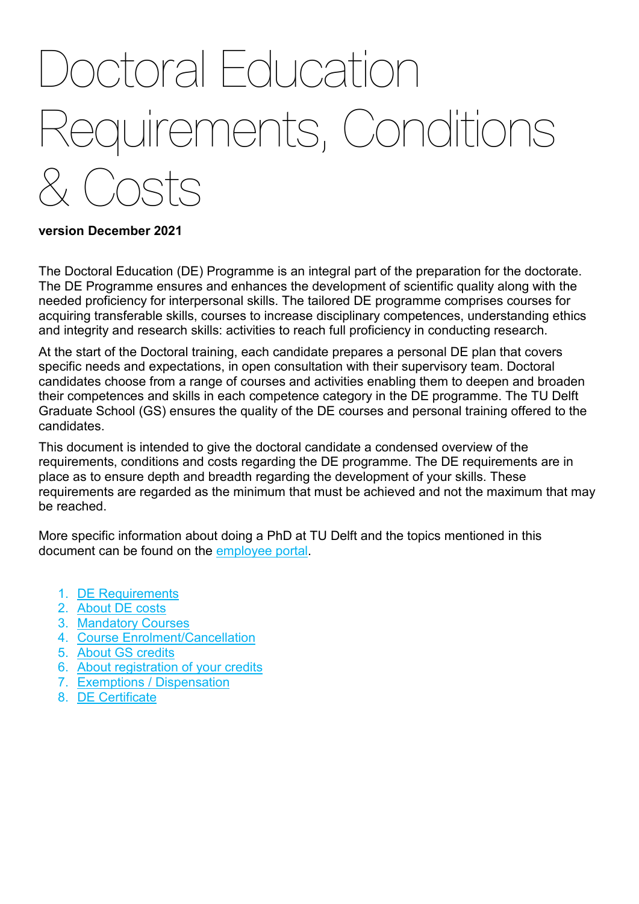# Doctoral Education Requirements, Conditions & Costs

**version December 2021**

The Doctoral Education (DE) Programme is an integral part of the preparation for the doctorate. The DE Programme ensures and enhances the development of scientific quality along with the needed proficiency for interpersonal skills. The tailored DE programme comprises courses for acquiring transferable skills, courses to increase disciplinary competences, understanding ethics and integrity and research skills: activities to reach full proficiency in conducting research.

At the start of the Doctoral training, each candidate prepares a personal DE plan that covers specific needs and expectations, in open consultation with their supervisory team. Doctoral candidates choose from a range of courses and activities enabling them to deepen and broaden their competences and skills in each competence category in the DE programme. The TU Delft Graduate School (GS) ensures the quality of the DE courses and personal training offered to the candidates.

This document is intended to give the doctoral candidate a condensed overview of the requirements, conditions and costs regarding the DE programme. The DE requirements are in place as to ensure depth and breadth regarding the development of your skills. These requirements are regarded as the minimum that must be achieved and not the maximum that may be reached.

More specific information about doing a PhD at TU Delft and the topics mentioned in this document can be found on the employee portal.

1. DE Requirements
2. About DE costs
3. Mandatory Courses
4. Course Enrolment/Cancellation
5. About GS credits
6. About registration of your credits
7. Exemptions / Dispensation
8. DE Certificate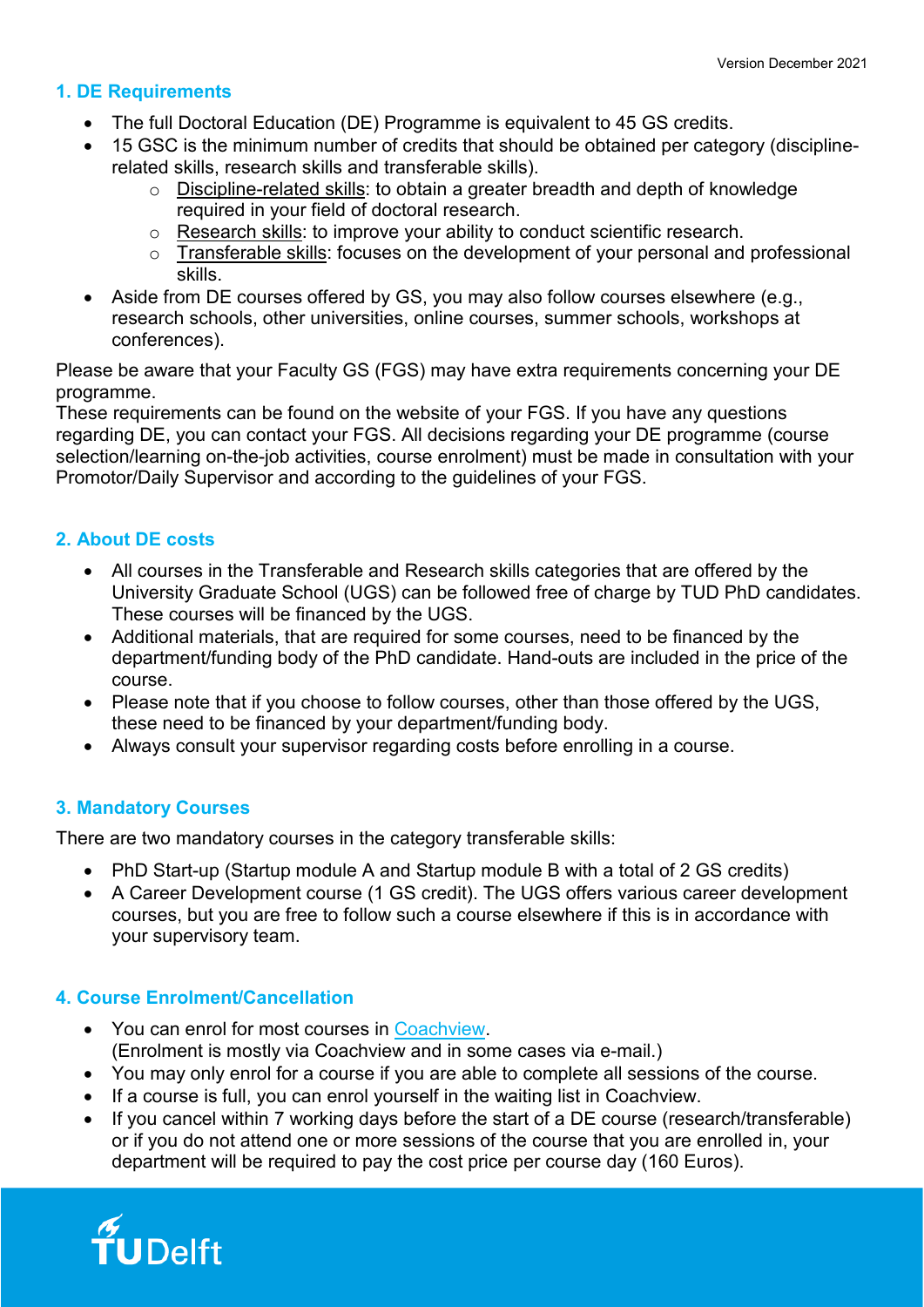## 1. DE Requirements

- The full Doctoral Education (DE) Programme is equivalent to 45 GS credits.
- 15 GSC is the minimum number of credits that should be obtained per category (discipline-related skills, research skills and transferable skills).
  - Discipline-related skills: to obtain a greater breadth and depth of knowledge required in your field of doctoral research.
  - Research skills: to improve your ability to conduct scientific research.
  - Transferable skills: focuses on the development of your personal and professional skills.
- Aside from DE courses offered by GS, you may also follow courses elsewhere (e.g., research schools, other universities, online courses, summer schools, workshops at conferences).

Please be aware that your Faculty GS (FGS) may have extra requirements concerning your DE programme.
These requirements can be found on the website of your FGS. If you have any questions regarding DE, you can contact your FGS. All decisions regarding your DE programme (course selection/learning on-the-job activities, course enrolment) must be made in consultation with your Promotor/Daily Supervisor and according to the guidelines of your FGS.

## 2. About DE costs

- All courses in the Transferable and Research skills categories that are offered by the University Graduate School (UGS) can be followed free of charge by TUD PhD candidates. These courses will be financed by the UGS.
- Additional materials, that are required for some courses, need to be financed by the department/funding body of the PhD candidate. Hand-outs are included in the price of the course.
- Please note that if you choose to follow courses, other than those offered by the UGS, these need to be financed by your department/funding body.
- Always consult your supervisor regarding costs before enrolling in a course.

## 3. Mandatory Courses

There are two mandatory courses in the category transferable skills:

- PhD Start-up (Startup module A and Startup module B with a total of 2 GS credits)
- A Career Development course (1 GS credit). The UGS offers various career development courses, but you are free to follow such a course elsewhere if this is in accordance with your supervisory team.

## 4. Course Enrolment/Cancellation

- You can enrol for most courses in Coachview.
  (Enrolment is mostly via Coachview and in some cases via e-mail.)
- You may only enrol for a course if you are able to complete all sessions of the course.
- If a course is full, you can enrol yourself in the waiting list in Coachview.
- If you cancel within 7 working days before the start of a DE course (research/transferable) or if you do not attend one or more sessions of the course that you are enrolled in, your department will be required to pay the cost price per course day (160 Euros).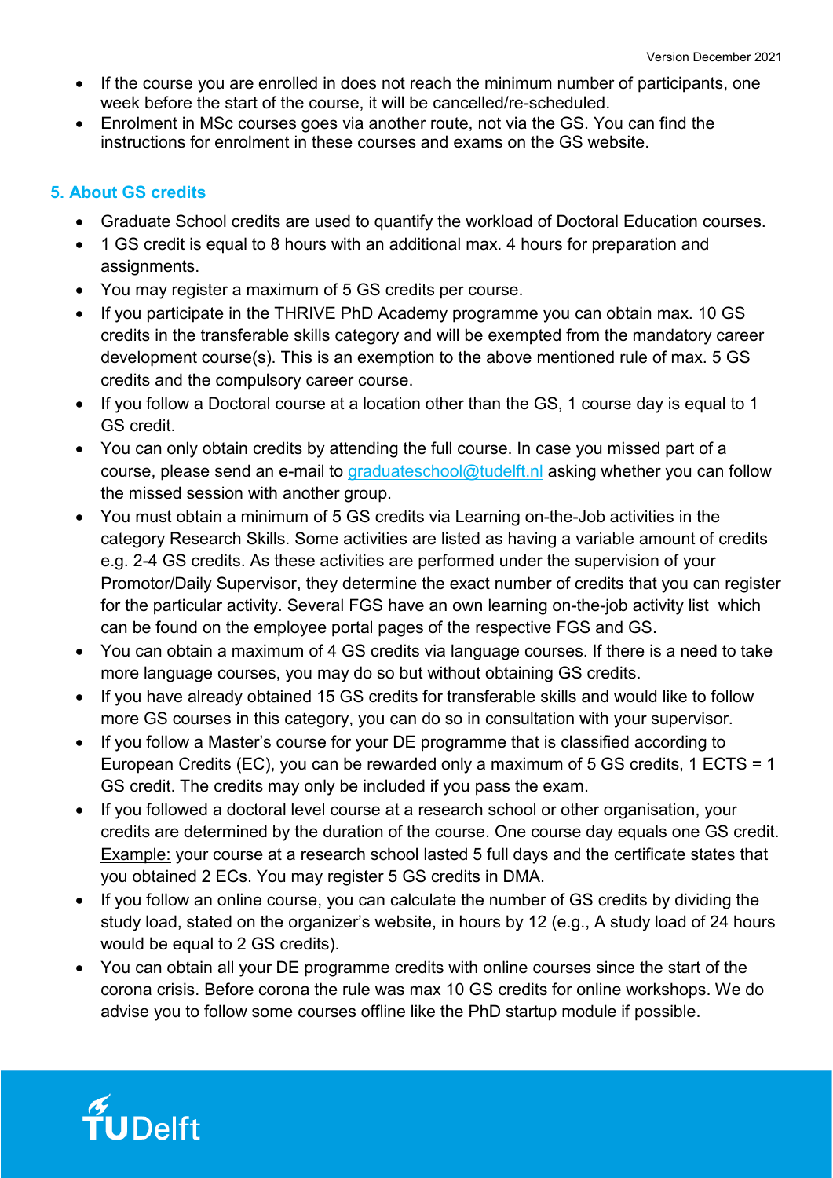- If the course you are enrolled in does not reach the minimum number of participants, one week before the start of the course, it will be cancelled/re-scheduled.
- Enrolment in MSc courses goes via another route, not via the GS. You can find the instructions for enrolment in these courses and exams on the GS website.

## 5. About GS credits

- Graduate School credits are used to quantify the workload of Doctoral Education courses.
- 1 GS credit is equal to 8 hours with an additional max. 4 hours for preparation and assignments.
- You may register a maximum of 5 GS credits per course.
- If you participate in the THRIVE PhD Academy programme you can obtain max. 10 GS credits in the transferable skills category and will be exempted from the mandatory career development course(s). This is an exemption to the above mentioned rule of max. 5 GS credits and the compulsory career course.
- If you follow a Doctoral course at a location other than the GS, 1 course day is equal to 1 GS credit.
- You can only obtain credits by attending the full course. In case you missed part of a course, please send an e-mail to [graduateschool@tudelft.nl](mailto:graduateschool@tudelft.nl) asking whether you can follow the missed session with another group.
- You must obtain a minimum of 5 GS credits via Learning on-the-Job activities in the category Research Skills. Some activities are listed as having a variable amount of credits e.g. 2-4 GS credits. As these activities are performed under the supervision of your Promotor/Daily Supervisor, they determine the exact number of credits that you can register for the particular activity. Several FGS have an own learning on-the-job activity list which can be found on the employee portal pages of the respective FGS and GS.
- You can obtain a maximum of 4 GS credits via language courses. If there is a need to take more language courses, you may do so but without obtaining GS credits.
- If you have already obtained 15 GS credits for transferable skills and would like to follow more GS courses in this category, you can do so in consultation with your supervisor.
- If you follow a Master's course for your DE programme that is classified according to European Credits (EC), you can be rewarded only a maximum of 5 GS credits, 1 ECTS = 1 GS credit. The credits may only be included if you pass the exam.
- If you followed a doctoral level course at a research school or other organisation, your credits are determined by the duration of the course. One course day equals one GS credit. Example: your course at a research school lasted 5 full days and the certificate states that you obtained 2 ECs. You may register 5 GS credits in DMA.
- If you follow an online course, you can calculate the number of GS credits by dividing the study load, stated on the organizer's website, in hours by 12 (e.g., A study load of 24 hours would be equal to 2 GS credits).
- You can obtain all your DE programme credits with online courses since the start of the corona crisis. Before corona the rule was max 10 GS credits for online workshops. We do advise you to follow some courses offline like the PhD startup module if possible.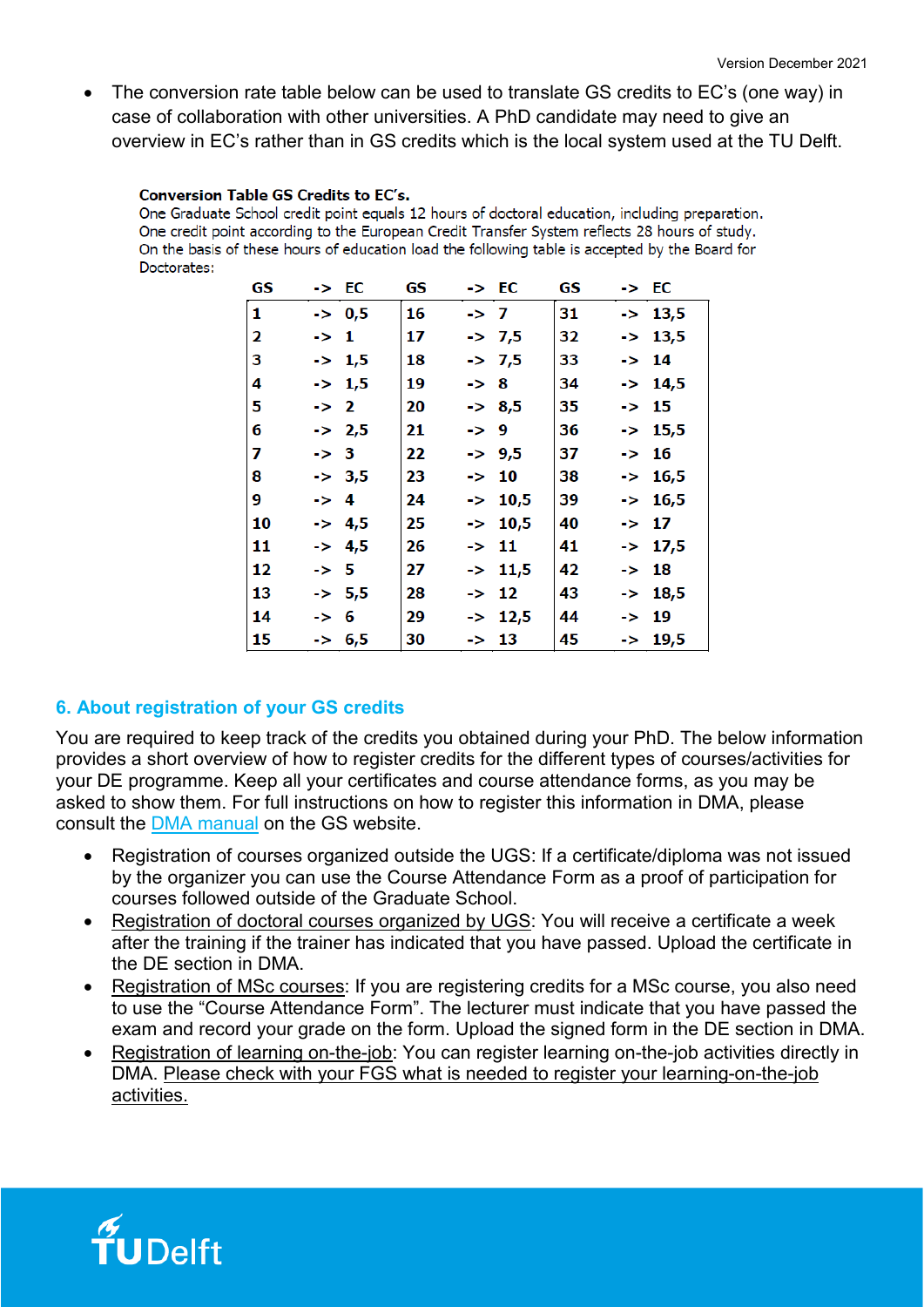- The conversion rate table below can be used to translate GS credits to EC's (one way) in case of collaboration with other universities. A PhD candidate may need to give an overview in EC's rather than in GS credits which is the local system used at the TU Delft.

**Conversion Table GS Credits to EC's.**

One Graduate School credit point equals 12 hours of doctoral education, including preparation.
One credit point according to the European Credit Transfer System reflects 28 hours of study.
On the basis of these hours of education load the following table is accepted by the Board for Doctorates:

| GS | -> | EC | GS | -> | EC | GS | -> | EC |
|---|---|---|---|---|---|---|---|---|
| 1 | -> | 0,5 | 16 | -> | 7 | 31 | -> | 13,5 |
| 2 | -> | 1 | 17 | -> | 7,5 | 32 | -> | 13,5 |
| 3 | -> | 1,5 | 18 | -> | 7,5 | 33 | -> | 14 |
| 4 | -> | 1,5 | 19 | -> | 8 | 34 | -> | 14,5 |
| 5 | -> | 2 | 20 | -> | 8,5 | 35 | -> | 15 |
| 6 | -> | 2,5 | 21 | -> | 9 | 36 | -> | 15,5 |
| 7 | -> | 3 | 22 | -> | 9,5 | 37 | -> | 16 |
| 8 | -> | 3,5 | 23 | -> | 10 | 38 | -> | 16,5 |
| 9 | -> | 4 | 24 | -> | 10,5 | 39 | -> | 16,5 |
| 10 | -> | 4,5 | 25 | -> | 10,5 | 40 | -> | 17 |
| 11 | -> | 4,5 | 26 | -> | 11 | 41 | -> | 17,5 |
| 12 | -> | 5 | 27 | -> | 11,5 | 42 | -> | 18 |
| 13 | -> | 5,5 | 28 | -> | 12 | 43 | -> | 18,5 |
| 14 | -> | 6 | 29 | -> | 12,5 | 44 | -> | 19 |
| 15 | -> | 6,5 | 30 | -> | 13 | 45 | -> | 19,5 |

## 6. About registration of your GS credits

You are required to keep track of the credits you obtained during your PhD. The below information provides a short overview of how to register credits for the different types of courses/activities for your DE programme. Keep all your certificates and course attendance forms, as you may be asked to show them. For full instructions on how to register this information in DMA, please consult the DMA manual on the GS website.

- Registration of courses organized outside the UGS: If a certificate/diploma was not issued by the organizer you can use the Course Attendance Form as a proof of participation for courses followed outside of the Graduate School.
- Registration of doctoral courses organized by UGS: You will receive a certificate a week after the training if the trainer has indicated that you have passed. Upload the certificate in the DE section in DMA.
- Registration of MSc courses: If you are registering credits for a MSc course, you also need to use the "Course Attendance Form". The lecturer must indicate that you have passed the exam and record your grade on the form. Upload the signed form in the DE section in DMA.
- Registration of learning on-the-job: You can register learning on-the-job activities directly in DMA. Please check with your FGS what is needed to register your learning-on-the-job activities.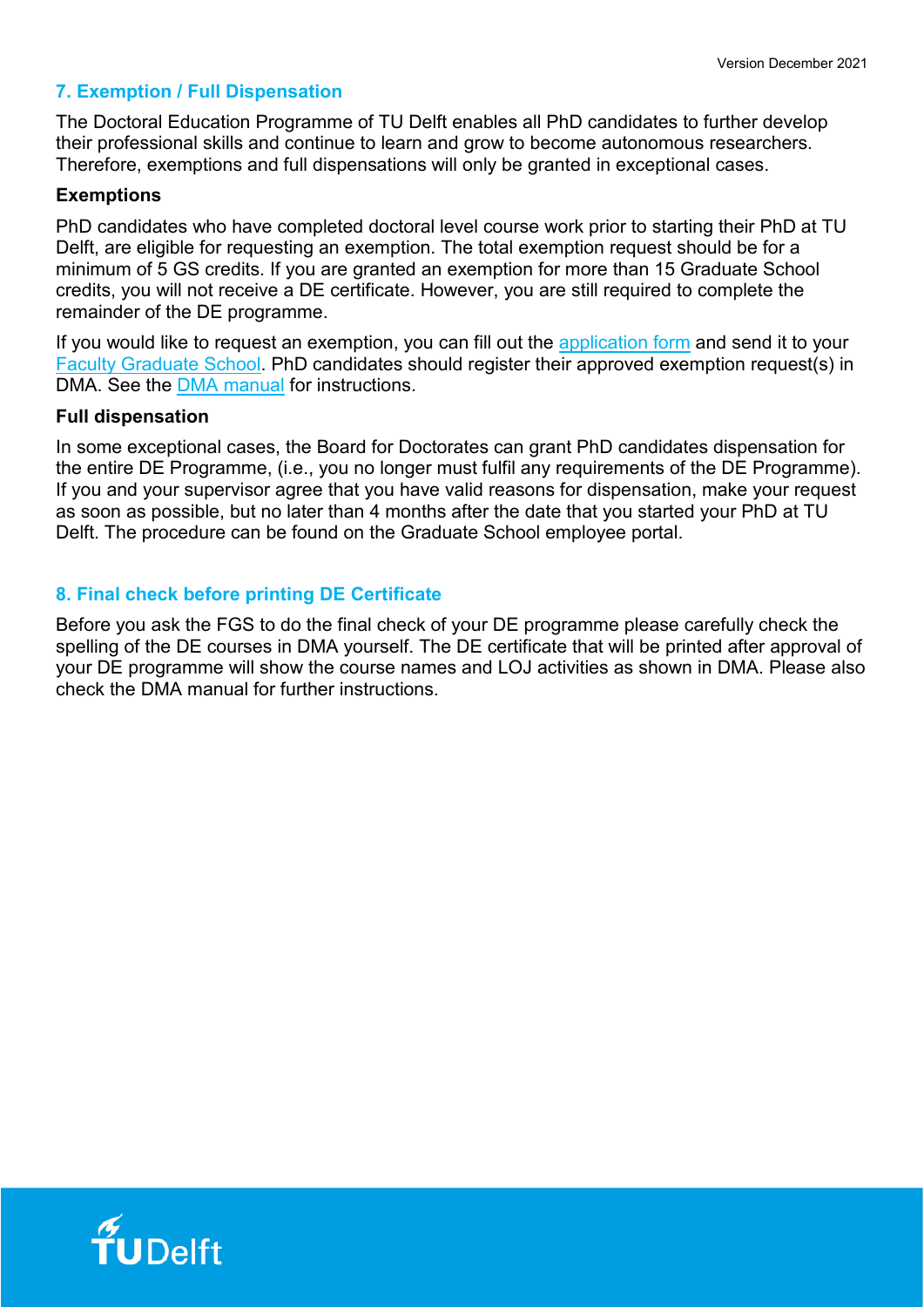## 7. Exemption / Full Dispensation

The Doctoral Education Programme of TU Delft enables all PhD candidates to further develop their professional skills and continue to learn and grow to become autonomous researchers. Therefore, exemptions and full dispensations will only be granted in exceptional cases.

### Exemptions

PhD candidates who have completed doctoral level course work prior to starting their PhD at TU Delft, are eligible for requesting an exemption. The total exemption request should be for a minimum of 5 GS credits. If you are granted an exemption for more than 15 Graduate School credits, you will not receive a DE certificate. However, you are still required to complete the remainder of the DE programme.

If you would like to request an exemption, you can fill out the application form and send it to your Faculty Graduate School. PhD candidates should register their approved exemption request(s) in DMA. See the DMA manual for instructions.

### Full dispensation

In some exceptional cases, the Board for Doctorates can grant PhD candidates dispensation for the entire DE Programme, (i.e., you no longer must fulfil any requirements of the DE Programme). If you and your supervisor agree that you have valid reasons for dispensation, make your request as soon as possible, but no later than 4 months after the date that you started your PhD at TU Delft. The procedure can be found on the Graduate School employee portal.

## 8. Final check before printing DE Certificate

Before you ask the FGS to do the final check of your DE programme please carefully check the spelling of the DE courses in DMA yourself. The DE certificate that will be printed after approval of your DE programme will show the course names and LOJ activities as shown in DMA. Please also check the DMA manual for further instructions.